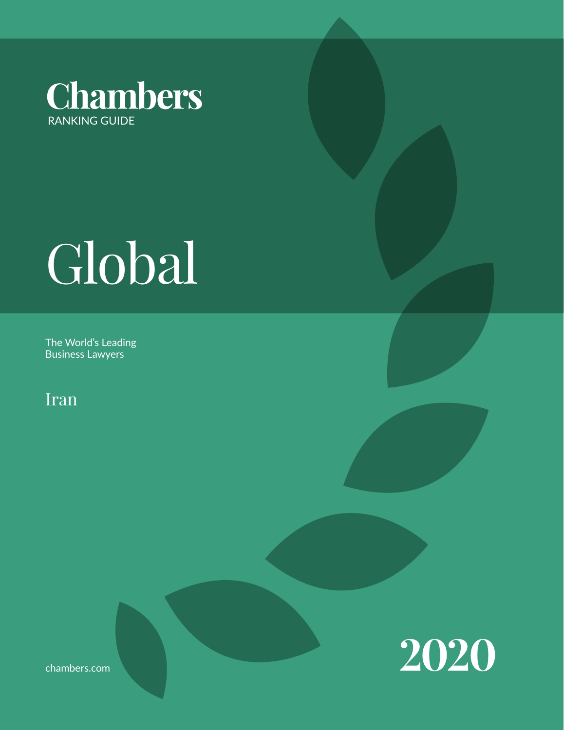# Chambers

RANKING GUIDE

# Global

The World's Leading Business Lawyers

## Iran

chambers.com

**2020**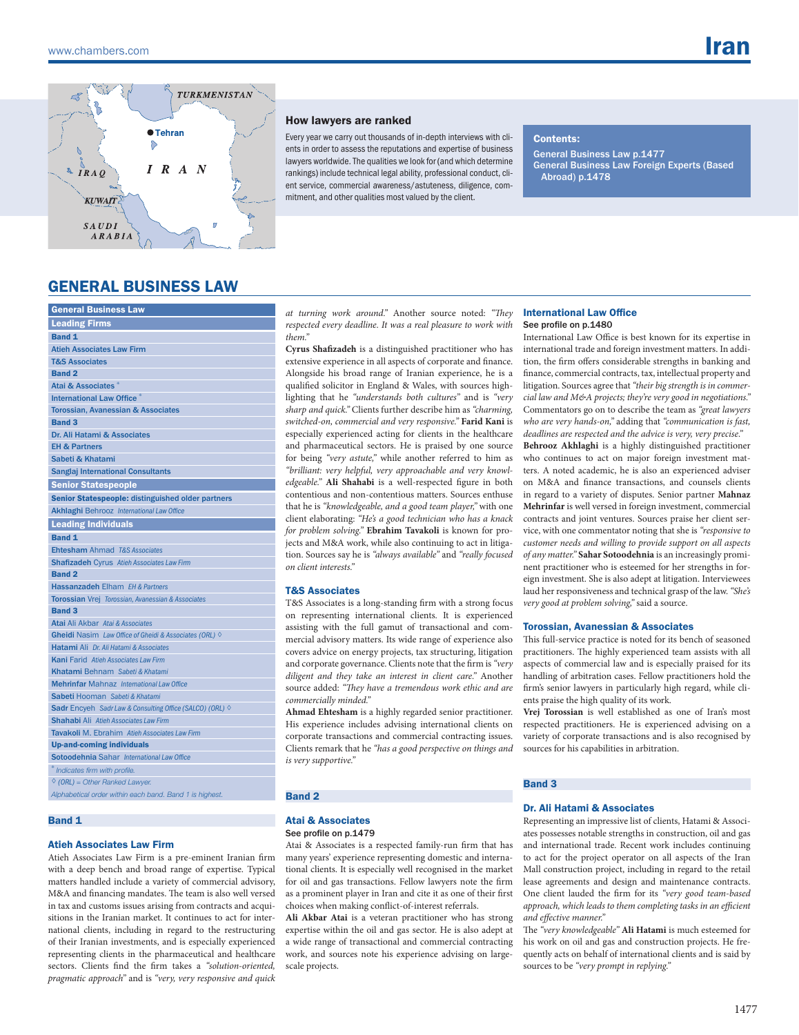# Iran

### How lawyers are ranked

Every year we carry out thousands of in-depth interviews with clients in order to assess the reputations and expertise of business lawyers worldwide. The qualities we look for (and which determine rankings) include technical legal ability, professional conduct, client service, commercial awareness/astuteness, diligence, commitment, and other qualities most valued by the client.

**Contents:**

General Business Law p.1477
General Business Law Foreign Experts (Based Abroad) p.1478

## GENERAL BUSINESS LAW

| General Business Law |
|---|
| **Leading Firms** |
| **Band 1** |
| Atieh Associates Law Firm |
| T&S Associates |
| **Band 2** |
| Atai & Associates * |
| International Law Office * |
| Torossian, Avanessian & Associates |
| **Band 3** |
| Dr. Ali Hatami & Associates |
| EH & Partners |
| Sabeti & Khatami |
| Sanglaj International Consultants |
| **Senior Statespeople** |
| **Senior Statespeople: distinguished older partners** |
| Akhlaghi Behrooz *International Law Office* |
| **Leading Individuals** |
| **Band 1** |
| Ehtesham Ahmad *T&S Associates* |
| Shafizadeh Cyrus *Atieh Associates Law Firm* |
| **Band 2** |
| Hassanzadeh Elham *EH & Partners* |
| Torossian Vrej *Torossian, Avanessian & Associates* |
| **Band 3** |
| Atai Ali Akbar *Atai & Associates* |
| Gheidi Nasim *Law Office of Gheidi & Associates (ORL)* ◊ |
| Hatami Ali *Dr. Ali Hatami & Associates* |
| Kani Farid *Atieh Associates Law Firm* |
| Khatami Behnam *Sabeti & Khatami* |
| Mehrinfar Mahnaz *International Law Office* |
| Sabeti Hooman *Sabeti & Khatami* |
| Sadr Encyeh *Sadr Law & Consulting Office (SALCO) (ORL)* ◊ |
| Shahabi Ali *Atieh Associates Law Firm* |
| Tavakoli M. Ebrahim *Atieh Associates Law Firm* |
| **Up-and-coming individuals** |
| Sotoodehnia Sahar *International Law Office* |
| * *Indicates firm with profile.* |
| ◊ *(ORL) = Other Ranked Lawyer.* |
| *Alphabetical order within each band. Band 1 is highest.* |

### Band 1

#### Atieh Associates Law Firm

Atieh Associates Law Firm is a pre-eminent Iranian firm with a deep bench and broad range of expertise. Typical matters handled include a variety of commercial advisory, M&A and financing mandates. The team is also well versed in tax and customs issues arising from contracts and acquisitions in the Iranian market. It continues to act for international clients, including in regard to the restructuring of their Iranian investments, and is especially experienced representing clients in the pharmaceutical and healthcare sectors. Clients find the firm takes a *"solution-oriented, pragmatic approach"* and is *"very, very responsive and quick at turning work around."* Another source noted: *"They respected every deadline. It was a real pleasure to work with them."*

**Cyrus Shafizadeh** is a distinguished practitioner who has extensive experience in all aspects of corporate and finance. Alongside his broad range of Iranian experience, he is a qualified solicitor in England & Wales, with sources highlighting that he *"understands both cultures"* and is *"very sharp and quick."* Clients further describe him as *"charming, switched-on, commercial and very responsive."* **Farid Kani** is especially experienced acting for clients in the healthcare and pharmaceutical sectors. He is praised by one source for being *"very astute,"* while another referred to him as *"brilliant: very helpful, very approachable and very knowledgeable."* **Ali Shahabi** is a well-respected figure in both contentious and non-contentious matters. Sources enthuse that he is *"knowledgeable, and a good team player,"* with one client elaborating: *"He's a good technician who has a knack for problem solving."* **Ebrahim Tavakoli** is known for projects and M&A work, while also continuing to act in litigation. Sources say he is *"always available"* and *"really focused on client interests."*

#### T&S Associates

T&S Associates is a long-standing firm with a strong focus on representing international clients. It is experienced assisting with the full gamut of transactional and commercial advisory matters. Its wide range of experience also covers advice on energy projects, tax structuring, litigation and corporate governance. Clients note that the firm is *"very diligent and they take an interest in client care."* Another source added: *"They have a tremendous work ethic and are commercially minded."*

**Ahmad Ehtesham** is a highly regarded senior practitioner. His experience includes advising international clients on corporate transactions and commercial contracting issues. Clients remark that he *"has a good perspective on things and is very supportive."*

### Band 2

#### Atai & Associates

See profile on p.1479

Atai & Associates is a respected family-run firm that has many years' experience representing domestic and international clients. It is especially well recognised in the market for oil and gas transactions. Fellow lawyers note the firm as a prominent player in Iran and cite it as one of their first choices when making conflict-of-interest referrals.

**Ali Akbar Atai** is a veteran practitioner who has strong expertise within the oil and gas sector. He is also adept at a wide range of transactional and commercial contracting work, and sources note his experience advising on large-scale projects.

#### International Law Office

See profile on p.1480

International Law Office is best known for its expertise in international trade and foreign investment matters. In addition, the firm offers considerable strengths in banking and finance, commercial contracts, tax, intellectual property and litigation. Sources agree that *"their big strength is in commercial law and M&A projects; they're very good in negotiations."* Commentators go on to describe the team as *"great lawyers who are very hands-on,"* adding that *"communication is fast, deadlines are respected and the advice is very, very precise."*

**Behrooz Akhlaghi** is a highly distinguished practitioner who continues to act on major foreign investment matters. A noted academic, he is also an experienced adviser on M&A and finance transactions, and counsels clients in regard to a variety of disputes. Senior partner **Mahnaz Mehrinfar** is well versed in foreign investment, commercial contracts and joint ventures. Sources praise her client service, with one commentator noting that she is *"responsive to customer needs and willing to provide support on all aspects of any matter."* **Sahar Sotoodehnia** is an increasingly prominent practitioner who is esteemed for her strengths in foreign investment. She is also adept at litigation. Interviewees laud her responsiveness and technical grasp of the law. *"She's very good at problem solving,"* said a source.

#### Torossian, Avanessian & Associates

This full-service practice is noted for its bench of seasoned practitioners. The highly experienced team assists with all aspects of commercial law and is especially praised for its handling of arbitration cases. Fellow practitioners hold the firm's senior lawyers in particularly high regard, while clients praise the high quality of its work.

**Vrej Torossian** is well established as one of Iran's most respected practitioners. He is experienced advising on a variety of corporate transactions and is also recognised by sources for his capabilities in arbitration.

### Band 3

#### Dr. Ali Hatami & Associates

Representing an impressive list of clients, Hatami & Associates possesses notable strengths in construction, oil and gas and international trade. Recent work includes continuing to act for the project operator on all aspects of the Iran Mall construction project, including in regard to the retail lease agreements and design and maintenance contracts. One client lauded the firm for its *"very good team-based approach, which leads to them completing tasks in an efficient and effective manner."*

The *"very knowledgeable"* **Ali Hatami** is much esteemed for his work on oil and gas and construction projects. He frequently acts on behalf of international clients and is said by sources to be *"very prompt in replying."*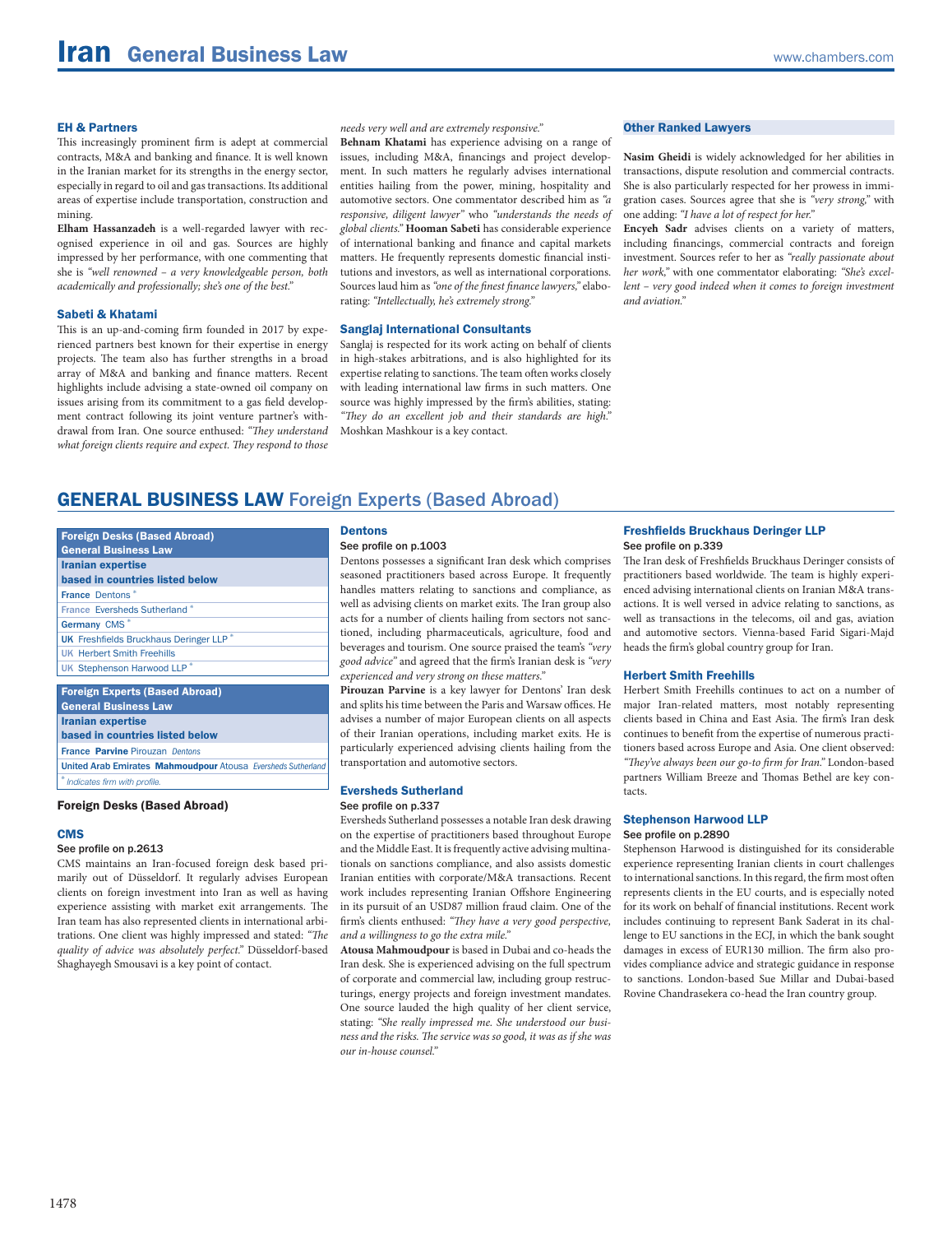### EH & Partners

This increasingly prominent firm is adept at commercial contracts, M&A and banking and finance. It is well known in the Iranian market for its strengths in the energy sector, especially in regard to oil and gas transactions. Its additional areas of expertise include transportation, construction and mining.

**Elham Hassanzadeh** is a well-regarded lawyer with recognised experience in oil and gas. Sources are highly impressed by her performance, with one commenting that she is *"well renowned – a very knowledgeable person, both academically and professionally; she's one of the best."*

### Sabeti & Khatami

This is an up-and-coming firm founded in 2017 by experienced partners best known for their expertise in energy projects. The team also has further strengths in a broad array of M&A and banking and finance matters. Recent highlights include advising a state-owned oil company on issues arising from its commitment to a gas field development contract following its joint venture partner's withdrawal from Iran. One source enthused: *"They understand what foreign clients require and expect. They respond to those needs very well and are extremely responsive."*

**Behnam Khatami** has experience advising on a range of issues, including M&A, financings and project development. In such matters he regularly advises international entities hailing from the power, mining, hospitality and automotive sectors. One commentator described him as *"a responsive, diligent lawyer"* who *"understands the needs of global clients."* **Hooman Sabeti** has considerable experience of international banking and finance and capital markets matters. He frequently represents domestic financial institutions and investors, as well as international corporations. Sources laud him as *"one of the finest finance lawyers,"* elaborating: *"Intellectually, he's extremely strong."*

### Sanglaj International Consultants

Sanglaj is respected for its work acting on behalf of clients in high-stakes arbitrations, and is also highlighted for its expertise relating to sanctions. The team often works closely with leading international law firms in such matters. One source was highly impressed by the firm's abilities, stating: *"They do an excellent job and their standards are high."* Moshkan Mashkour is a key contact.

### Other Ranked Lawyers

**Nasim Gheidi** is widely acknowledged for her abilities in transactions, dispute resolution and commercial contracts. She is also particularly respected for her prowess in immigration cases. Sources agree that she is *"very strong,"* with one adding: *"I have a lot of respect for her."*

**Encyeh Sadr** advises clients on a variety of matters, including financings, commercial contracts and foreign investment. Sources refer to her as *"really passionate about her work,"* with one commentator elaborating: *"She's excellent – very good indeed when it comes to foreign investment and aviation."*

## GENERAL BUSINESS LAW Foreign Experts (Based Abroad)

| Foreign Desks (Based Abroad) General Business Law |
|---|
| **Iranian expertise based in countries listed below** |
| France Dentons * |
| France Eversheds Sutherland * |
| Germany CMS * |
| UK Freshfields Bruckhaus Deringer LLP * |
| UK Herbert Smith Freehills |
| UK Stephenson Harwood LLP * |

| Foreign Experts (Based Abroad) General Business Law |
|---|
| **Iranian expertise based in countries listed below** |
| France **Parvine** Pirouzan *Dentons* |
| United Arab Emirates **Mahmoudpour** Atousa *Eversheds Sutherland* |
| * *Indicates firm with profile.* |

### Foreign Desks (Based Abroad)

### CMS

See profile on p.2613

CMS maintains an Iran-focused foreign desk based primarily out of Düsseldorf. It regularly advises European clients on foreign investment into Iran as well as having experience assisting with market exit arrangements. The Iran team has also represented clients in international arbitrations. One client was highly impressed and stated: *"The quality of advice was absolutely perfect."* Düsseldorf-based Shaghayegh Smousavi is a key point of contact.

### Dentons

See profile on p.1003

Dentons possesses a significant Iran desk which comprises seasoned practitioners based across Europe. It frequently handles matters relating to sanctions and compliance, as well as advising clients on market exits. The Iran group also acts for a number of clients hailing from sectors not sanctioned, including pharmaceuticals, agriculture, food and beverages and tourism. One source praised the team's *"very good advice"* and agreed that the firm's Iranian desk is *"very experienced and very strong on these matters."*

**Pirouzan Parvine** is a key lawyer for Dentons' Iran desk and splits his time between the Paris and Warsaw offices. He advises a number of major European clients on all aspects of their Iranian operations, including market exits. He is particularly experienced advising clients hailing from the transportation and automotive sectors.

### Eversheds Sutherland

See profile on p.337

Eversheds Sutherland possesses a notable Iran desk drawing on the expertise of practitioners based throughout Europe and the Middle East. It is frequently active advising multinationals on sanctions compliance, and also assists domestic Iranian entities with corporate/M&A transactions. Recent work includes representing Iranian Offshore Engineering in its pursuit of an USD87 million fraud claim. One of the firm's clients enthused: *"They have a very good perspective, and a willingness to go the extra mile."*

**Atousa Mahmoudpour** is based in Dubai and co-heads the Iran desk. She is experienced advising on the full spectrum of corporate and commercial law, including group restructurings, energy projects and foreign investment mandates. One source lauded the high quality of her client service, stating: *"She really impressed me. She understood our business and the risks. The service was so good, it was as if she was our in-house counsel."*

### Freshfields Bruckhaus Deringer LLP

See profile on p.339

The Iran desk of Freshfields Bruckhaus Deringer consists of practitioners based worldwide. The team is highly experienced advising international clients on Iranian M&A transactions. It is well versed in advice relating to sanctions, as well as transactions in the telecoms, oil and gas, aviation and automotive sectors. Vienna-based Farid Sigari-Majd heads the firm's global country group for Iran.

### Herbert Smith Freehills

Herbert Smith Freehills continues to act on a number of major Iran-related matters, most notably representing clients based in China and East Asia. The firm's Iran desk continues to benefit from the expertise of numerous practitioners based across Europe and Asia. One client observed: *"They've always been our go-to firm for Iran."* London-based partners William Breeze and Thomas Bethel are key contacts.

### Stephenson Harwood LLP

See profile on p.2890

Stephenson Harwood is distinguished for its considerable experience representing Iranian clients in court challenges to international sanctions. In this regard, the firm most often represents clients in the EU courts, and is especially noted for its work on behalf of financial institutions. Recent work includes continuing to represent Bank Saderat in its challenge to EU sanctions in the ECJ, in which the bank sought damages in excess of EUR130 million. The firm also provides compliance advice and strategic guidance in response to sanctions. London-based Sue Millar and Dubai-based Rovine Chandrasekera co-head the Iran country group.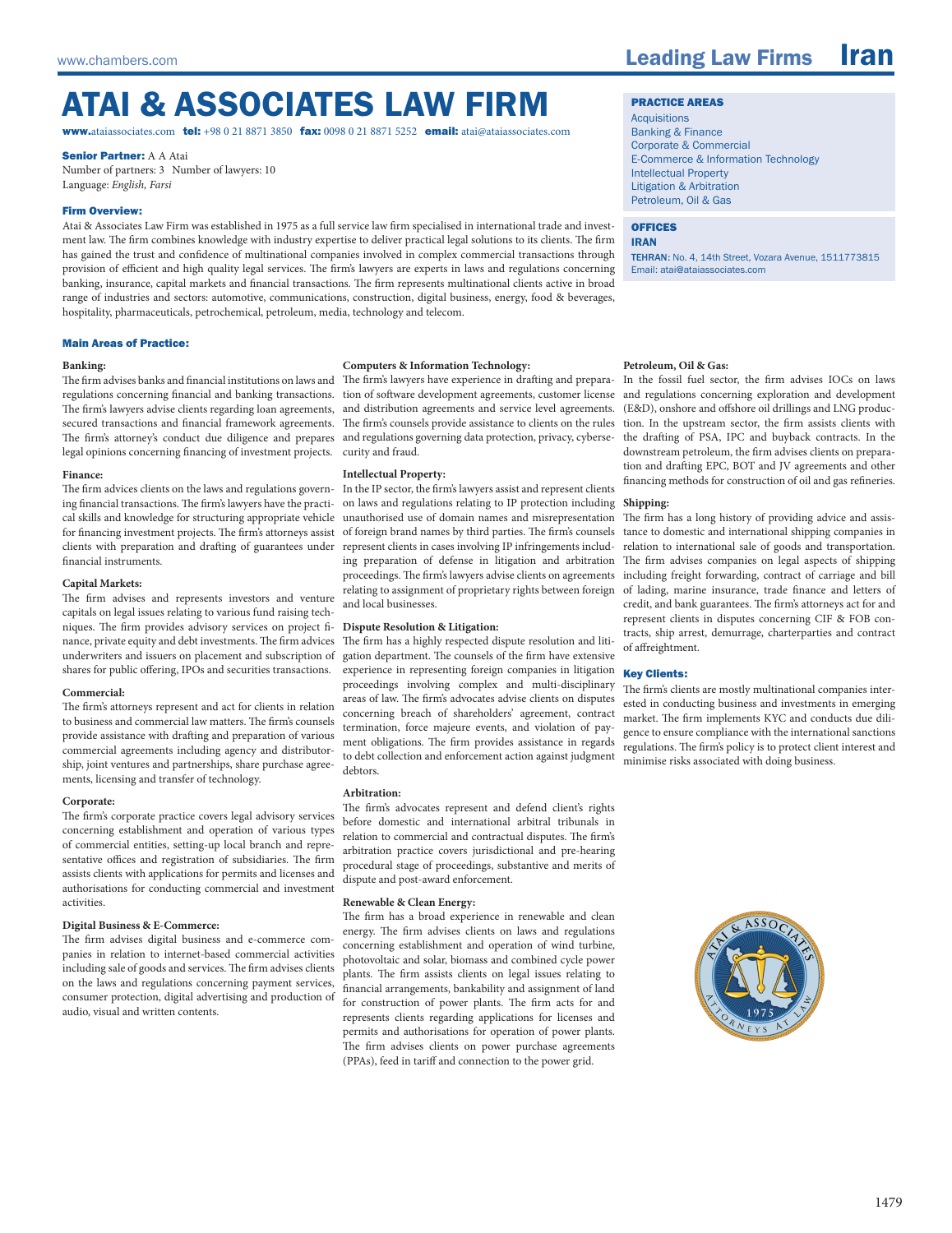# ATAI & ASSOCIATES LAW FIRM

**www.**ataiassociates.com **tel:** +98 0 21 8871 3850 **fax:** 0098 0 21 8871 5252 **email:** atai@ataiassociates.com

**Senior Partner:** A A Atai
Number of partners: 3 Number of lawyers: 10
Language: *English, Farsi*

### Firm Overview:

Atai & Associates Law Firm was established in 1975 as a full service law firm specialised in international trade and investment law. The firm combines knowledge with industry expertise to deliver practical legal solutions to its clients. The firm has gained the trust and confidence of multinational companies involved in complex commercial transactions through provision of efficient and high quality legal services. The firm's lawyers are experts in laws and regulations concerning banking, insurance, capital markets and financial transactions. The firm represents multinational clients active in broad range of industries and sectors: automotive, communications, construction, digital business, energy, food & beverages, hospitality, pharmaceuticals, petrochemical, petroleum, media, technology and telecom.

### PRACTICE AREAS

- Acquisitions
- Banking & Finance
- Corporate & Commercial
- E-Commerce & Information Technology
- Intellectual Property
- Litigation & Arbitration
- Petroleum, Oil & Gas

### OFFICES

**IRAN**

**TEHRAN:** No. 4, 14th Street, Vozara Avenue, 1511773815
Email: atai@ataiassociates.com

### Main Areas of Practice:

**Banking:**
The firm advises banks and financial institutions on laws and regulations concerning financial and banking transactions. The firm's lawyers advise clients regarding loan agreements, secured transactions and financial framework agreements. The firm's attorney's conduct due diligence and prepares legal opinions concerning financing of investment projects.

**Finance:**
The firm advices clients on the laws and regulations governing financial transactions. The firm's lawyers have the practical skills and knowledge for structuring appropriate vehicle for financing investment projects. The firm's attorneys assist clients with preparation and drafting of guarantees under financial instruments.

**Capital Markets:**
The firm advises and represents investors and venture capitals on legal issues relating to various fund raising techniques. The firm provides advisory services on project finance, private equity and debt investments. The firm advices underwriters and issuers on placement and subscription of shares for public offering, IPOs and securities transactions.

**Commercial:**
The firm's attorneys represent and act for clients in relation to business and commercial law matters. The firm's counsels provide assistance with drafting and preparation of various commercial agreements including agency and distributorship, joint ventures and partnerships, share purchase agreements, licensing and transfer of technology.

**Corporate:**
The firm's corporate practice covers legal advisory services concerning establishment and operation of various types of commercial entities, setting-up local branch and representative offices and registration of subsidiaries. The firm assists clients with applications for permits and licenses and authorisations for conducting commercial and investment activities.

**Digital Business & E-Commerce:**
The firm advises digital business and e-commerce companies in relation to internet-based commercial activities including sale of goods and services. The firm advises clients on the laws and regulations concerning payment services, consumer protection, digital advertising and production of audio, visual and written contents.

**Computers & Information Technology:**
The firm's lawyers have experience in drafting and preparation of software development agreements, customer license and distribution agreements and service level agreements. The firm's counsels provide assistance to clients on the rules and regulations governing data protection, privacy, cybersecurity and fraud.

**Intellectual Property:**
In the IP sector, the firm's lawyers assist and represent clients on laws and regulations relating to IP protection including unauthorised use of domain names and misrepresentation of foreign brand names by third parties. The firm's counsels represent clients in cases involving IP infringements including preparation of defense in litigation and arbitration proceedings. The firm's lawyers advise clients on agreements relating to assignment of proprietary rights between foreign and local businesses.

**Dispute Resolution & Litigation:**
The firm has a highly respected dispute resolution and litigation department. The counsels of the firm have extensive experience in representing foreign companies in litigation proceedings involving complex and multi-disciplinary areas of law. The firm's advocates advise clients on disputes concerning breach of shareholders' agreement, contract termination, force majeure events, and violation of payment obligations. The firm provides assistance in regards to debt collection and enforcement action against judgment debtors.

**Arbitration:**
The firm's advocates represent and defend client's rights before domestic and international arbitral tribunals in relation to commercial and contractual disputes. The firm's arbitration practice covers jurisdictional and pre-hearing procedural stage of proceedings, substantive and merits of dispute and post-award enforcement.

**Renewable & Clean Energy:**
The firm has a broad experience in renewable and clean energy. The firm advises clients on laws and regulations concerning establishment and operation of wind turbine, photovoltaic and solar, biomass and combined cycle power plants. The firm assists clients on legal issues relating to financial arrangements, bankability and assignment of land for construction of power plants. The firm acts for and represents clients regarding applications for licenses and permits and authorisations for operation of power plants. The firm advises clients on power purchase agreements (PPAs), feed in tariff and connection to the power grid.

**Petroleum, Oil & Gas:**
In the fossil fuel sector, the firm advises IOCs on laws and regulations concerning exploration and development (E&D), onshore and offshore oil drillings and LNG production. In the upstream sector, the firm assists clients with the drafting of PSA, IPC and buyback contracts. In the downstream petroleum, the firm advises clients on preparation and drafting EPC, BOT and JV agreements and other financing methods for construction of oil and gas refineries.

**Shipping:**
The firm has a long history of providing advice and assistance to domestic and international shipping companies in relation to international sale of goods and transportation. The firm advises companies on legal aspects of shipping including freight forwarding, contract of carriage and bill of lading, marine insurance, trade finance and letters of credit, and bank guarantees. The firm's attorneys act for and represent clients in disputes concerning CIF & FOB contracts, ship arrest, demurrage, charterparties and contract of affreightment.

### Key Clients:

The firm's clients are mostly multinational companies interested in conducting business and investments in emerging market. The firm implements KYC and conducts due diligence to ensure compliance with the international sanctions regulations. The firm's policy is to protect client interest and minimise risks associated with doing business.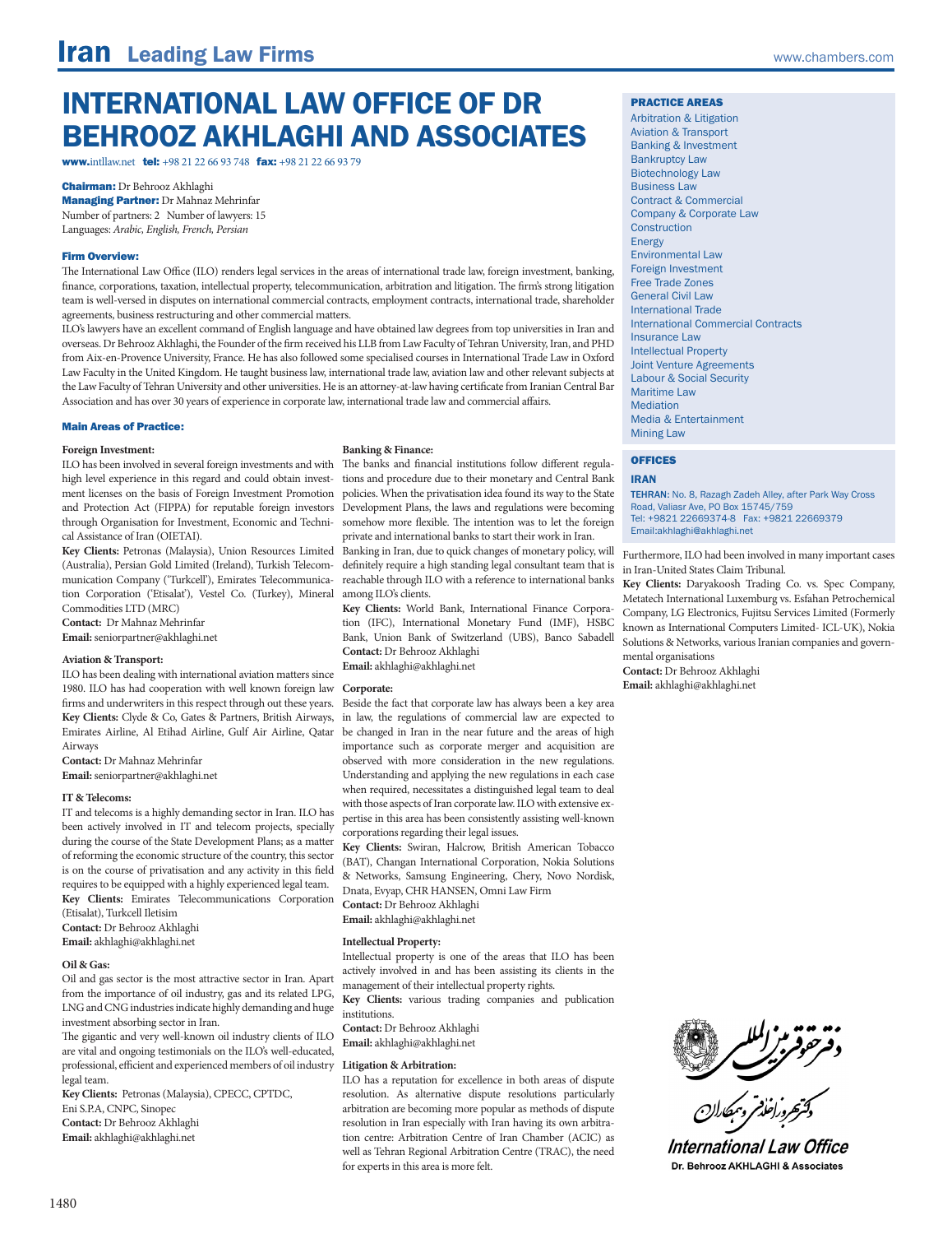# INTERNATIONAL LAW OFFICE OF DR BEHROOZ AKHLAGHI AND ASSOCIATES

**www.**intllaw.net **tel:** +98 21 22 66 93 748 **fax:** +98 21 22 66 93 79

**Chairman:** Dr Behrooz Akhlaghi
**Managing Partner:** Dr Mahnaz Mehrinfar
Number of partners: 2 Number of lawyers: 15
Languages: *Arabic, English, French, Persian*

### Firm Overview:

The International Law Office (ILO) renders legal services in the areas of international trade law, foreign investment, banking, finance, corporations, taxation, intellectual property, telecommunication, arbitration and litigation. The firm's strong litigation team is well-versed in disputes on international commercial contracts, employment contracts, international trade, shareholder agreements, business restructuring and other commercial matters.

ILO's lawyers have an excellent command of English language and have obtained law degrees from top universities in Iran and overseas. Dr Behrooz Akhlaghi, the Founder of the firm received his LLB from Law Faculty of Tehran University, Iran, and PHD from Aix-en-Provence University, France. He has also followed some specialised courses in International Trade Law in Oxford Law Faculty in the United Kingdom. He taught business law, international trade law, aviation law and other relevant subjects at the Law Faculty of Tehran University and other universities. He is an attorney-at-law having certificate from Iranian Central Bar Association and has over 30 years of experience in corporate law, international trade law and commercial affairs.

### Main Areas of Practice:

**Foreign Investment:**
ILO has been involved in several foreign investments and with high level experience in this regard and could obtain investment licenses on the basis of Foreign Investment Promotion and Protection Act (FIPPA) for reputable foreign investors through Organisation for Investment, Economic and Technical Assistance of Iran (OIETAI).
**Key Clients:** Petronas (Malaysia), Union Resources Limited (Australia), Persian Gold Limited (Ireland), Turkish Telecommunication Company ('Turkcell'), Emirates Telecommunication Corporation ('Etisalat'), Vestel Co. (Turkey), Mineral Commodities LTD (MRC)
**Contact:** Dr Mahnaz Mehrinfar
**Email:** seniorpartner@akhlaghi.net

**Aviation & Transport:**
ILO has been dealing with international aviation matters since 1980. ILO has had cooperation with well known foreign law firms and underwriters in this respect through out these years.
**Key Clients:** Clyde & Co, Gates & Partners, British Airways, Emirates Airline, Al Etihad Airline, Gulf Air Airline, Qatar Airways
**Contact:** Dr Mahnaz Mehrinfar
**Email:** seniorpartner@akhlaghi.net

**IT & Telecoms:**
IT and telecoms is a highly demanding sector in Iran. ILO has been actively involved in IT and telecom projects, specially during the course of the State Development Plans; as a matter of reforming the economic structure of the country, this sector is on the course of privatisation and any activity in this field requires to be equipped with a highly experienced legal team.
**Key Clients:** Emirates Telecommunications Corporation (Etisalat), Turkcell Iletisim
**Contact:** Dr Behrooz Akhlaghi
**Email:** akhlaghi@akhlaghi.net

**Oil & Gas:**
Oil and gas sector is the most attractive sector in Iran. Apart from the importance of oil industry, gas and its related LPG, LNG and CNG industries indicate highly demanding and huge investment absorbing sector in Iran.
The gigantic and very well-known oil industry clients of ILO are vital and ongoing testimonials on the ILO's well-educated, professional, efficient and experienced members of oil industry legal team.
**Key Clients:** Petronas (Malaysia), CPECC, CPTDC, Eni S.P.A, CNPC, Sinopec
**Contact:** Dr Behrooz Akhlaghi
**Email:** akhlaghi@akhlaghi.net

**Banking & Finance:**
The banks and financial institutions follow different regulations and procedure due to their monetary and Central Bank policies. When the privatisation idea found its way to the State Development Plans, the laws and regulations were becoming somehow more flexible. The intention was to let the foreign private and international banks to start their work in Iran.
Banking in Iran, due to quick changes of monetary policy, will definitely require a high standing legal consultant team that is reachable through ILO with a reference to international banks among ILO's clients.
**Key Clients:** World Bank, International Finance Corporation (IFC), International Monetary Fund (IMF), HSBC Bank, Union Bank of Switzerland (UBS), Banco Sabadell
**Contact:** Dr Behrooz Akhlaghi
**Email:** akhlaghi@akhlaghi.net

**Corporate:**
Beside the fact that corporate law has always been a key area in law, the regulations of commercial law are expected to be changed in Iran in the near future and the areas of high importance such as corporate merger and acquisition are observed with more consideration in the new regulations. Understanding and applying the new regulations in each case when required, necessitates a distinguished legal team to deal with those aspects of Iran corporate law. ILO with extensive expertise in this area has been consistently assisting well-known corporations regarding their legal issues.
**Key Clients:** Swiran, Halcrow, British American Tobacco (BAT), Changan International Corporation, Nokia Solutions & Networks, Samsung Engineering, Chery, Novo Nordisk, Dnata, Evyap, CHR HANSEN, Omni Law Firm
**Contact:** Dr Behrooz Akhlaghi
**Email:** akhlaghi@akhlaghi.net

**Intellectual Property:**
Intellectual property is one of the areas that ILO has been actively involved in and has been assisting its clients in the management of their intellectual property rights.
**Key Clients:** various trading companies and publication institutions.
**Contact:** Dr Behrooz Akhlaghi
**Email:** akhlaghi@akhlaghi.net

**Litigation & Arbitration:**
ILO has a reputation for excellence in both areas of dispute resolution. As alternative dispute resolutions particularly arbitration are becoming more popular as methods of dispute resolution in Iran especially with Iran having its own arbitration centre: Arbitration Centre of Iran Chamber (ACIC) as well as Tehran Regional Arbitration Centre (TRAC), the need for experts in this area is more felt.
Furthermore, ILO had been involved in many important cases in Iran-United States Claim Tribunal.
**Key Clients:** Daryakoosh Trading Co. vs. Spec Company, Metatech International Luxemburg vs. Esfahan Petrochemical Company, LG Electronics, Fujitsu Services Limited (Formerly known as International Computers Limited- ICL-UK), Nokia Solutions & Networks, various Iranian companies and governmental organisations
**Contact:** Dr Behrooz Akhlaghi
**Email:** akhlaghi@akhlaghi.net

### PRACTICE AREAS

- Arbitration & Litigation
- Aviation & Transport
- Banking & Investment
- Bankruptcy Law
- Biotechnology Law
- Business Law
- Contract & Commercial
- Company & Corporate Law
- Construction
- Energy
- Environmental Law
- Foreign Investment
- Free Trade Zones
- General Civil Law
- International Trade
- International Commercial Contracts
- Insurance Law
- Intellectual Property
- Joint Venture Agreements
- Labour & Social Security
- Maritime Law
- Mediation
- Media & Entertainment
- Mining Law

### OFFICES

**IRAN**

TEHRAN: No. 8, Razagh Zadeh Alley, after Park Way Cross Road, Valiasr Ave, PO Box 15745/759
Tel: +9821 22669374-8 Fax: +9821 22669379
Email:akhlaghi@akhlaghi.net

دفتر حقوقی بین‌المللی
دکتر بهروز اخلاقی و همکاران
International Law Office
Dr. Behrooz AKHLAGHI & Associates